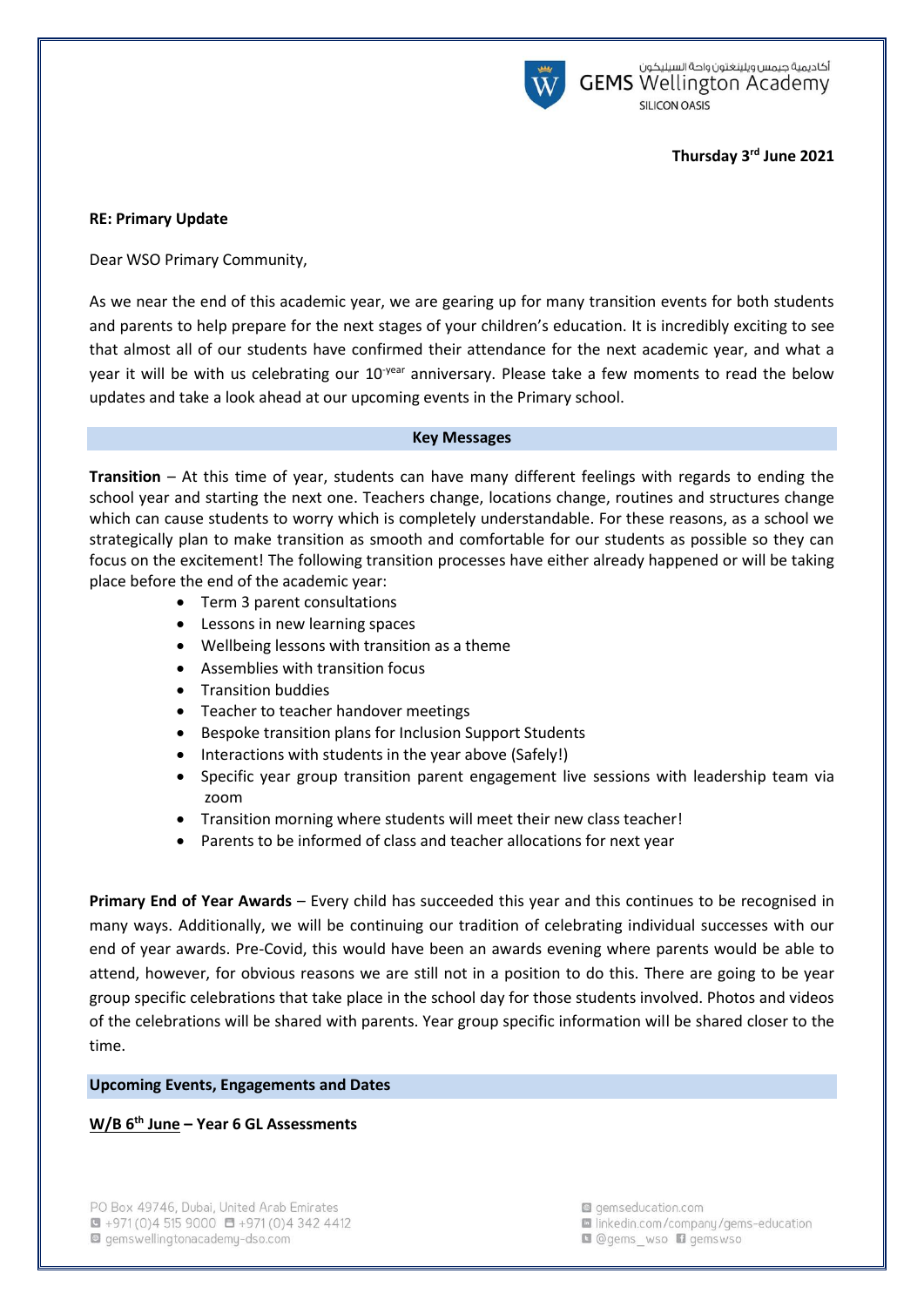**Thursday 3rd June 2021**

**RE: Primary Update**

Dear WSO Primary Community,

As we near the end of this academic year, we are gearing up for many transition events for both students and parents to help prepare for the next stages of your children's education. It is incredibly exciting to see that almost all of our students have confirmed their attendance for the next academic year, and what a year it will be with us celebrating our 10-year anniversary. Please take a few moments to read the below updates and take a look ahead at our upcoming events in the Primary school.

## Key Messages

**Transition** – At this time of year, students can have many different feelings with regards to ending the school year and starting the next one. Teachers change, locations change, routines and structures change which can cause students to worry which is completely understandable. For these reasons, as a school we strategically plan to make transition as smooth and comfortable for our students as possible so they can focus on the excitement! The following transition processes have either already happened or will be taking place before the end of the academic year:

- Term 3 parent consultations
- Lessons in new learning spaces
- Wellbeing lessons with transition as a theme
- Assemblies with transition focus
- Transition buddies
- Teacher to teacher handover meetings
- Bespoke transition plans for Inclusion Support Students
- Interactions with students in the year above (Safely!)
- Specific year group transition parent engagement live sessions with leadership team via zoom
- Transition morning where students will meet their new class teacher!
- Parents to be informed of class and teacher allocations for next year

**Primary End of Year Awards** – Every child has succeeded this year and this continues to be recognised in many ways. Additionally, we will be continuing our tradition of celebrating individual successes with our end of year awards. Pre-Covid, this would have been an awards evening where parents would be able to attend, however, for obvious reasons we are still not in a position to do this. There are going to be year group specific celebrations that take place in the school day for those students involved. Photos and videos of the celebrations will be shared with parents. Year group specific information will be shared closer to the time.

## Upcoming Events, Engagements and Dates

**W/B 6th June – Year 6 GL Assessments**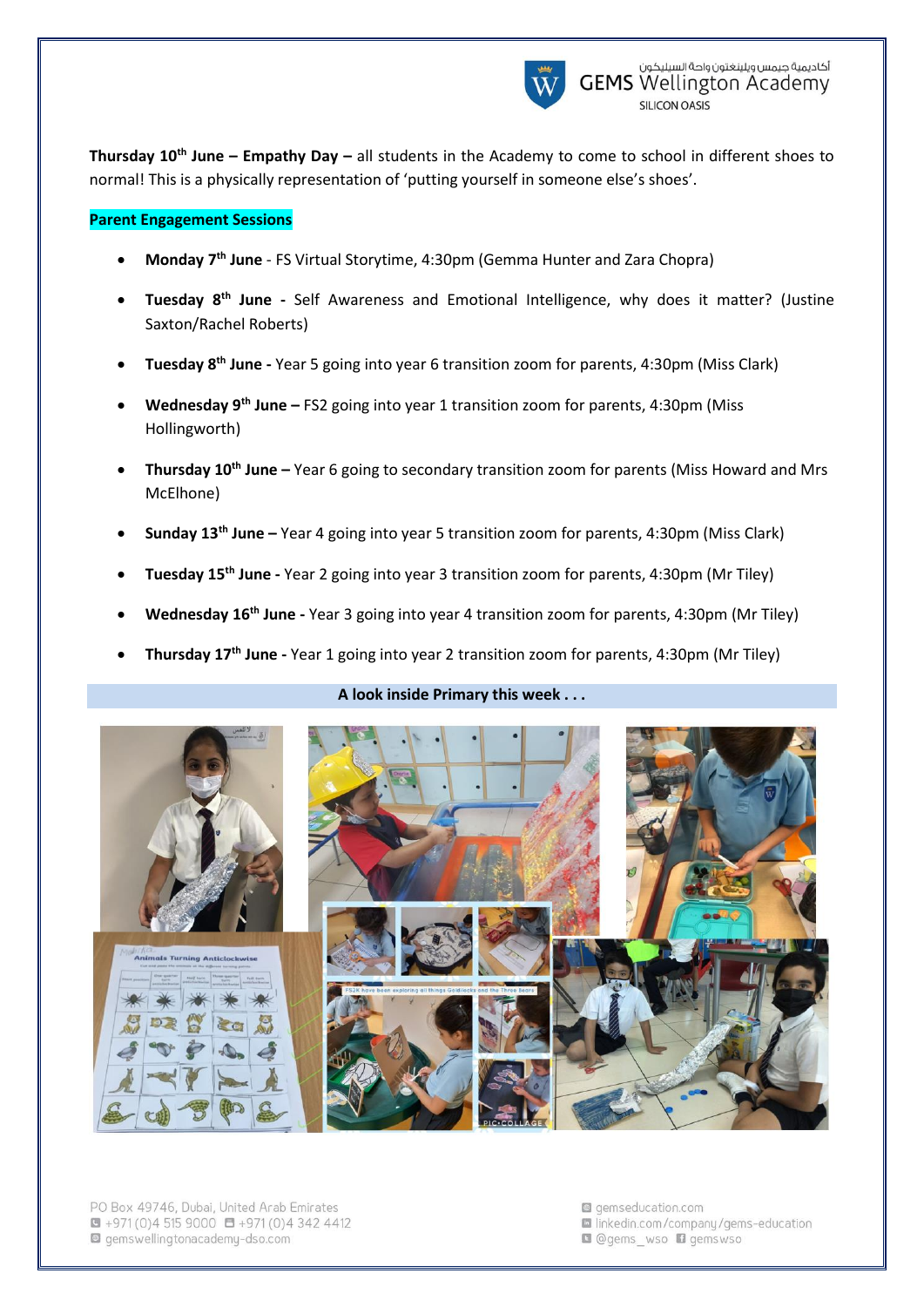**Thursday 10th June – Empathy Day –** all students in the Academy to come to school in different shoes to normal! This is a physically representation of 'putting yourself in someone else's shoes'.

**Parent Engagement Sessions**

- **Monday 7th June** - FS Virtual Storytime, 4:30pm (Gemma Hunter and Zara Chopra)
- **Tuesday 8th June -** Self Awareness and Emotional Intelligence, why does it matter? (Justine Saxton/Rachel Roberts)
- **Tuesday 8th June -** Year 5 going into year 6 transition zoom for parents, 4:30pm (Miss Clark)
- **Wednesday 9th June –** FS2 going into year 1 transition zoom for parents, 4:30pm (Miss Hollingworth)
- **Thursday 10th June –** Year 6 going to secondary transition zoom for parents (Miss Howard and Mrs McElhone)
- **Sunday 13th June –** Year 4 going into year 5 transition zoom for parents, 4:30pm (Miss Clark)
- **Tuesday 15th June -** Year 2 going into year 3 transition zoom for parents, 4:30pm (Mr Tiley)
- **Wednesday 16th June -** Year 3 going into year 4 transition zoom for parents, 4:30pm (Mr Tiley)
- **Thursday 17th June -** Year 1 going into year 2 transition zoom for parents, 4:30pm (Mr Tiley)

**A look inside Primary this week . . .**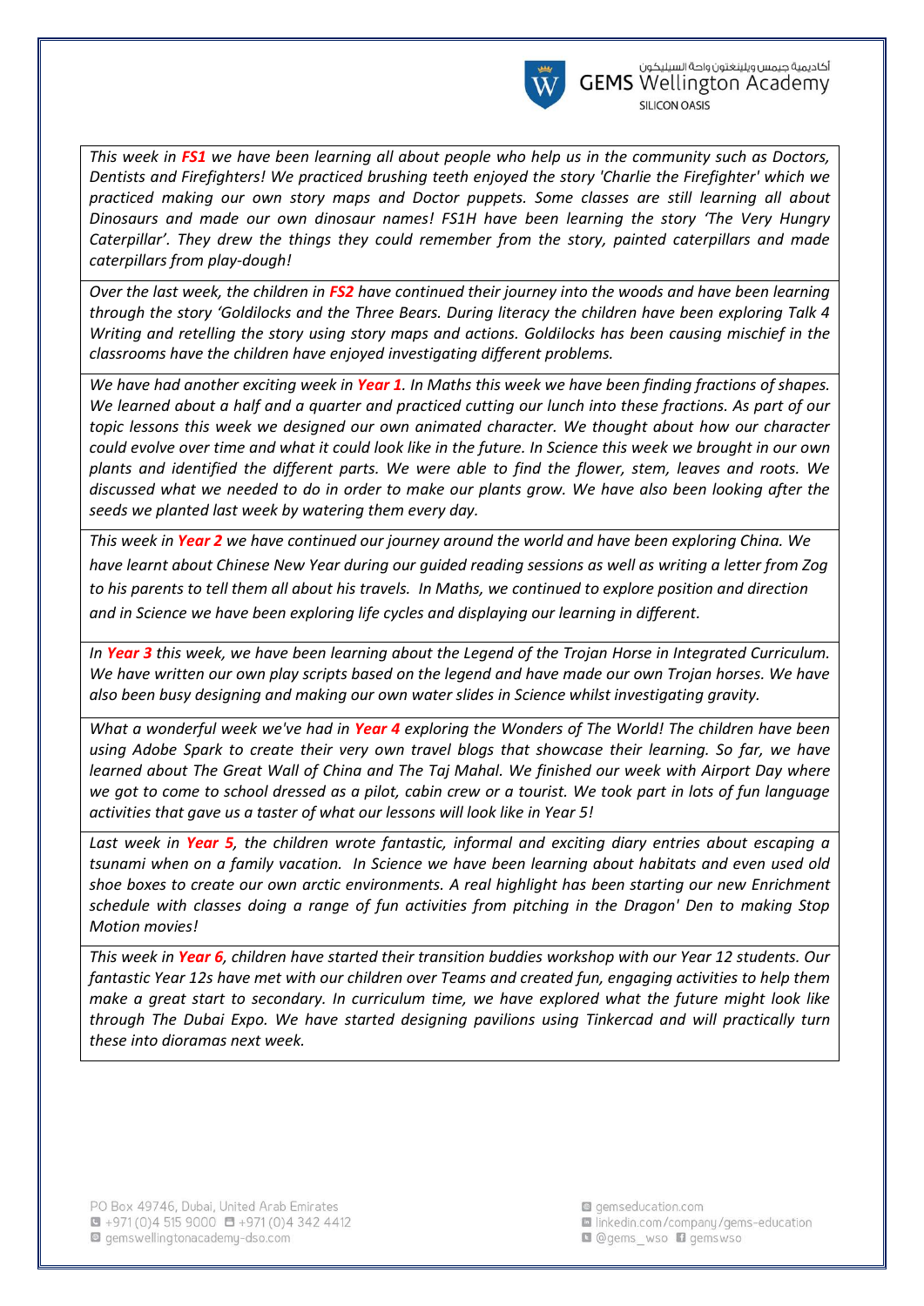*This week in* ***FS1*** *we have been learning all about people who help us in the community such as Doctors, Dentists and Firefighters! We practiced brushing teeth enjoyed the story 'Charlie the Firefighter' which we practiced making our own story maps and Doctor puppets. Some classes are still learning all about Dinosaurs and made our own dinosaur names! FS1H have been learning the story 'The Very Hungry Caterpillar'. They drew the things they could remember from the story, painted caterpillars and made caterpillars from play-dough!*

*Over the last week, the children in* ***FS2*** *have continued their journey into the woods and have been learning through the story 'Goldilocks and the Three Bears. During literacy the children have been exploring Talk 4 Writing and retelling the story using story maps and actions. Goldilocks has been causing mischief in the classrooms have the children have enjoyed investigating different problems.*

*We have had another exciting week in* ***Year 1****. In Maths this week we have been finding fractions of shapes. We learned about a half and a quarter and practiced cutting our lunch into these fractions. As part of our topic lessons this week we designed our own animated character. We thought about how our character could evolve over time and what it could look like in the future. In Science this week we brought in our own plants and identified the different parts. We were able to find the flower, stem, leaves and roots. We discussed what we needed to do in order to make our plants grow. We have also been looking after the seeds we planted last week by watering them every day.*

*This week in* ***Year 2*** *we have continued our journey around the world and have been exploring China. We have learnt about Chinese New Year during our guided reading sessions as well as writing a letter from Zog to his parents to tell them all about his travels. In Maths, we continued to explore position and direction and in Science we have been exploring life cycles and displaying our learning in different.*

*In* ***Year 3*** *this week, we have been learning about the Legend of the Trojan Horse in Integrated Curriculum. We have written our own play scripts based on the legend and have made our own Trojan horses. We have also been busy designing and making our own water slides in Science whilst investigating gravity.*

*What a wonderful week we've had in* ***Year 4*** *exploring the Wonders of The World! The children have been using Adobe Spark to create their very own travel blogs that showcase their learning. So far, we have learned about The Great Wall of China and The Taj Mahal. We finished our week with Airport Day where we got to come to school dressed as a pilot, cabin crew or a tourist. We took part in lots of fun language activities that gave us a taster of what our lessons will look like in Year 5!*

*Last week in* ***Year 5****, the children wrote fantastic, informal and exciting diary entries about escaping a tsunami when on a family vacation. In Science we have been learning about habitats and even used old shoe boxes to create our own arctic environments. A real highlight has been starting our new Enrichment schedule with classes doing a range of fun activities from pitching in the Dragon' Den to making Stop Motion movies!*

*This week in* ***Year 6****, children have started their transition buddies workshop with our Year 12 students. Our fantastic Year 12s have met with our children over Teams and created fun, engaging activities to help them make a great start to secondary. In curriculum time, we have explored what the future might look like through The Dubai Expo. We have started designing pavilions using Tinkercad and will practically turn these into dioramas next week.*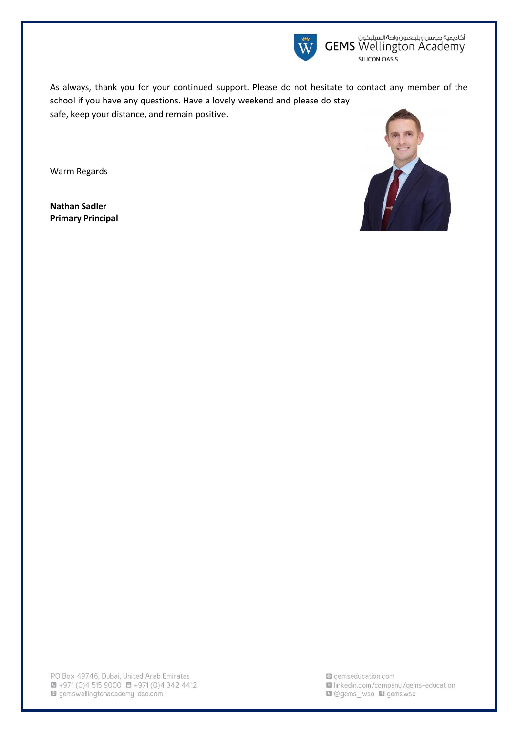As always, thank you for your continued support. Please do not hesitate to contact any member of the school if you have any questions. Have a lovely weekend and please do stay safe, keep your distance, and remain positive.

Warm Regards

**Nathan Sadler**
**Primary Principal**